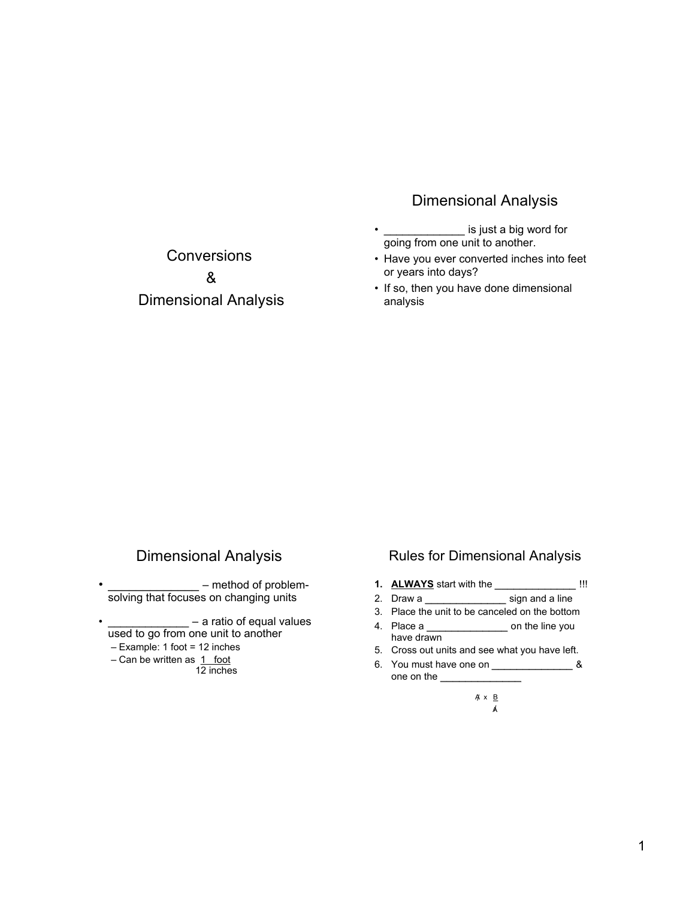# Conversions & Dimensional Analysis

## Dimensional Analysis

- _____________ is just a big word for going from one unit to another.
- Have you ever converted inches into feet or years into days?
- If so, then you have done dimensional analysis

## Dimensional Analysis

- ______________ – method of problem-solving that focuses on changing units
- _____________ – a ratio of equal values used to go from one unit to another
  - Example: 1 foot = 12 inches
  - Can be written as $\frac{1 \text{ foot}}{12 \text{ inches}}$

## Rules for Dimensional Analysis

1. **ALWAYS** start with the ______________ !!!
2. Draw a ______________ sign and a line
3. Place the unit to be canceled on the bottom
4. Place a ______________ on the line you have drawn
5. Cross out units and see what you have left.
6. You must have one on ______________ & one on the ______________

$$\not{A} \times \frac{B}{\not{A}}$$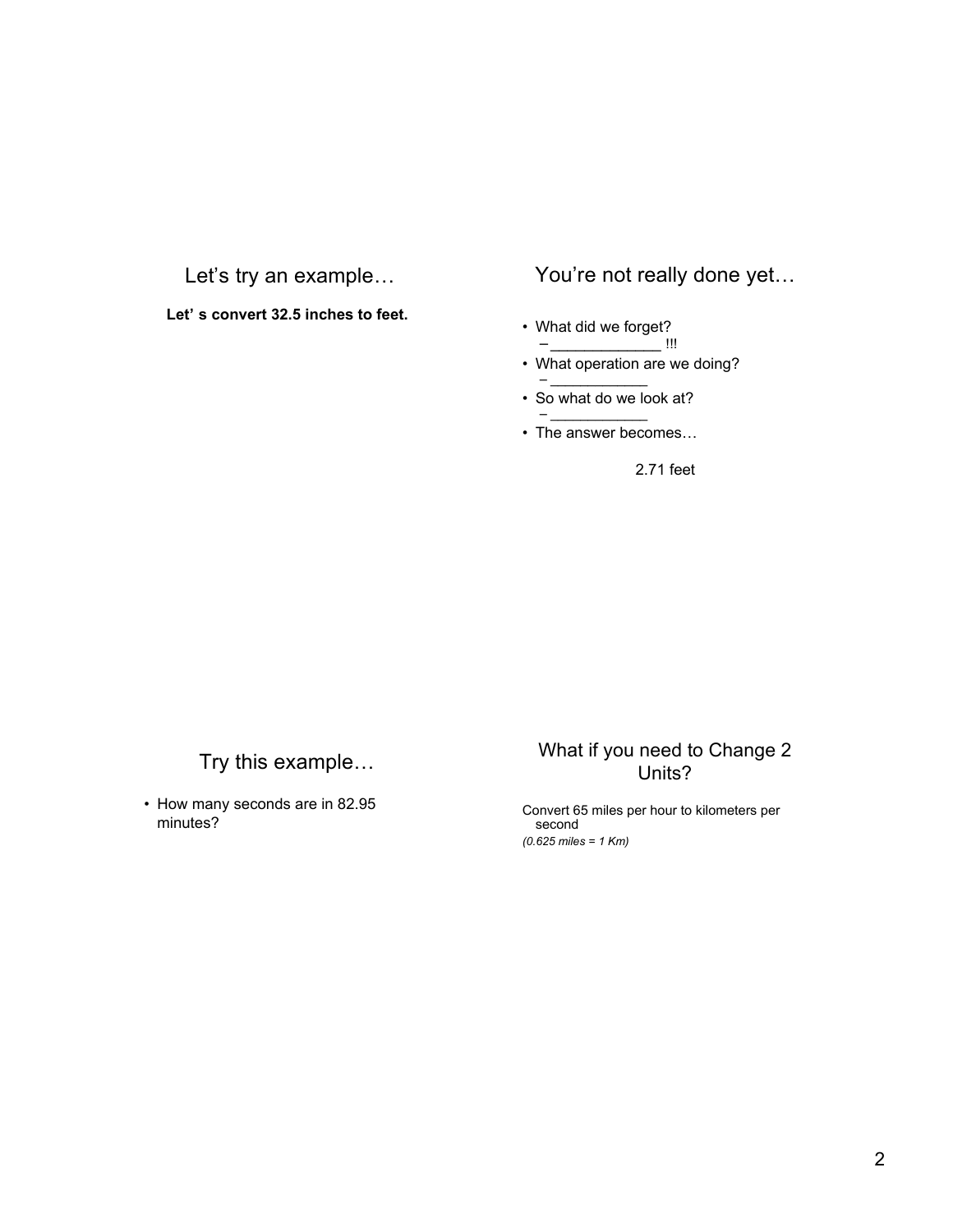## Let's try an example…

**Let' s convert 32.5 inches to feet.**

## You're not really done yet…

- What did we forget?
  - _____________ !!!
- What operation are we doing?
  - ___________
- So what do we look at?
  - ___________
- The answer becomes…

2.71 feet

## Try this example…

- How many seconds are in 82.95 minutes?

## What if you need to Change 2 Units?

Convert 65 miles per hour to kilometers per second

*(0.625 miles = 1 Km)*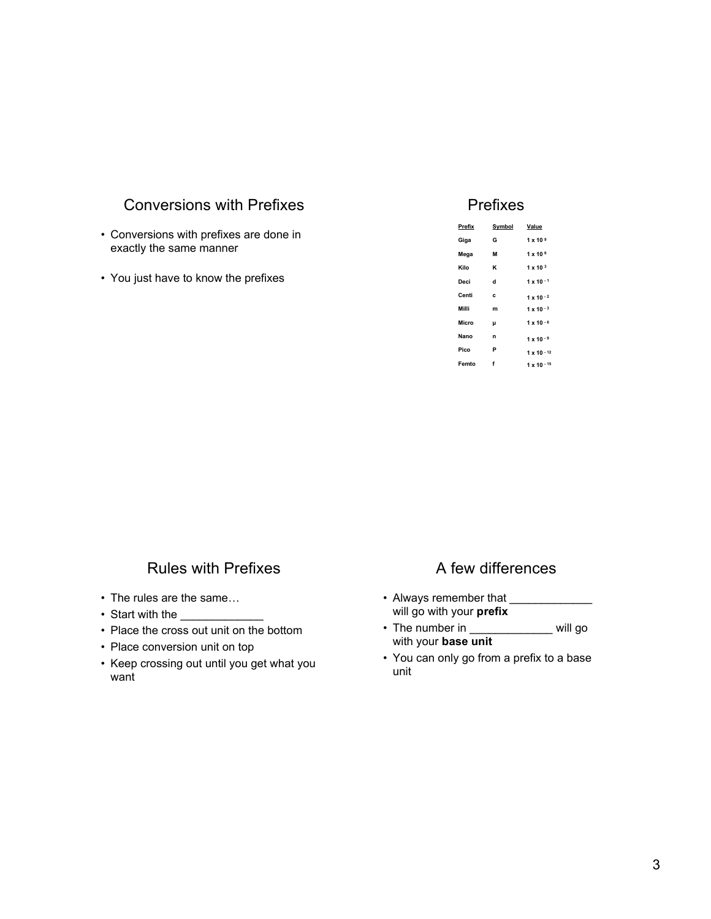## Conversions with Prefixes

- Conversions with prefixes are done in exactly the same manner
- You just have to know the prefixes

## Prefixes

| Prefix | Symbol | Value |
|---|---|---|
| Giga | G | $1 \times 10^{9}$ |
| Mega | M | $1 \times 10^{6}$ |
| Kilo | K | $1 \times 10^{3}$ |
| Deci | d | $1 \times 10^{-1}$ |
| Centi | c | $1 \times 10^{-2}$ |
| Milli | m | $1 \times 10^{-3}$ |
| Micro | µ | $1 \times 10^{-6}$ |
| Nano | n | $1 \times 10^{-9}$ |
| Pico | P | $1 \times 10^{-12}$ |
| Femto | f | $1 \times 10^{-15}$ |

## Rules with Prefixes

- The rules are the same…
- Start with the ____________
- Place the cross out unit on the bottom
- Place conversion unit on top
- Keep crossing out until you get what you want

## A few differences

- Always remember that ____________ will go with your **prefix**
- The number in ____________ will go with your **base unit**
- You can only go from a prefix to a base unit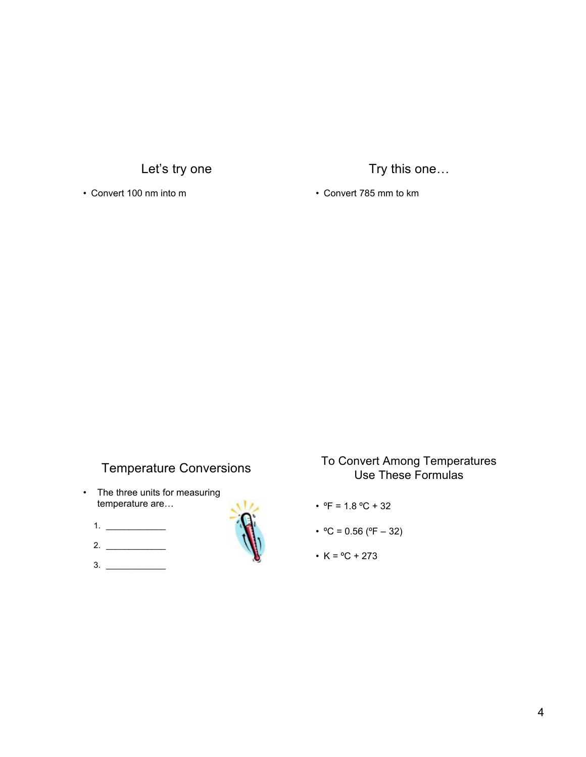## Let's try one

- Convert 100 nm into m

## Try this one…

- Convert 785 mm to km

## Temperature Conversions

- The three units for measuring temperature are…

1. ____________
2. ____________
3. ____________

## To Convert Among Temperatures Use These Formulas

- $^{\circ}F = 1.8\ ^{\circ}C + 32$
- $^{\circ}C = 0.56\ (^{\circ}F - 32)$
- $K = ^{\circ}C + 273$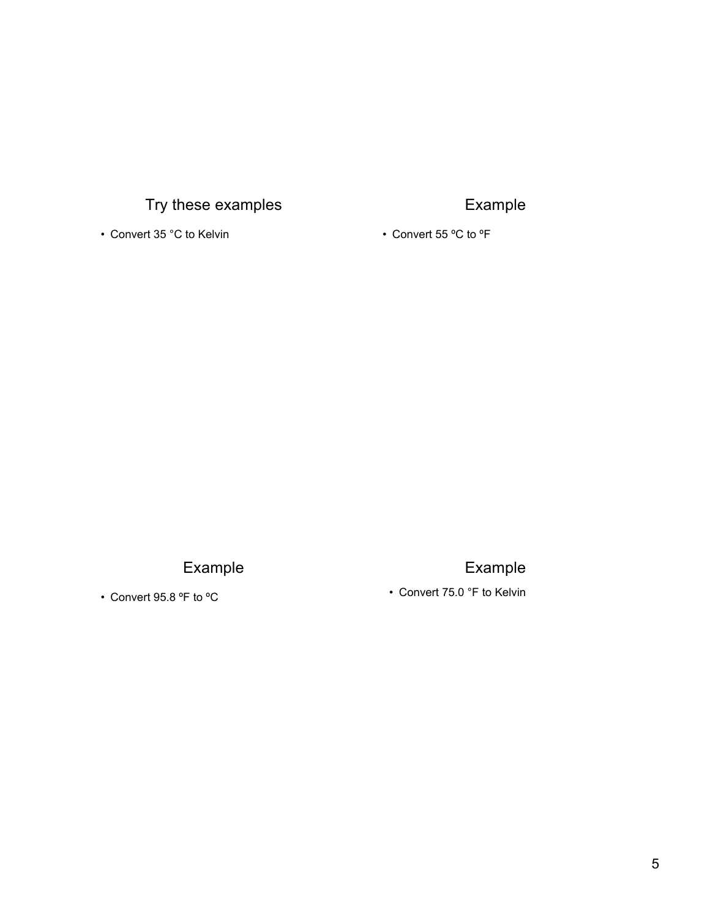## Try these examples

- Convert 35 °C to Kelvin

## Example

- Convert 55 ºC to ºF

## Example

- Convert 95.8 ºF to ºC

## Example

- Convert 75.0 °F to Kelvin